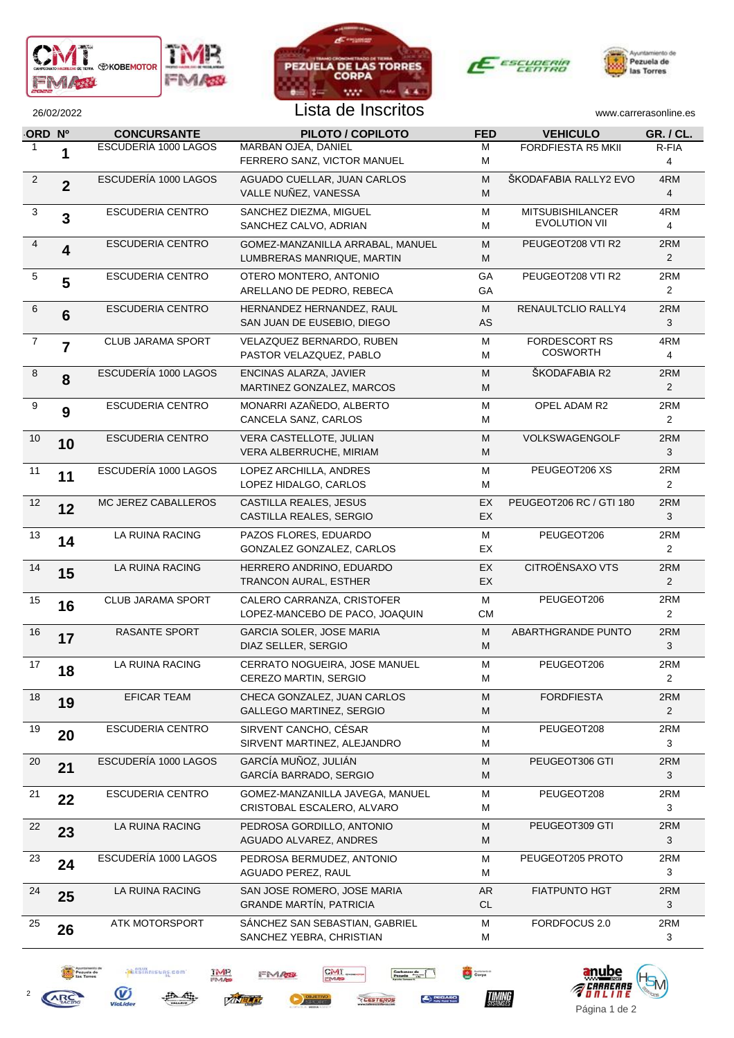26/02/2022

# Lista de Inscritos

www.carrerasonline.es

| ORD | Nº | CONCURSANTE | PILOTO / COPILOTO | FED | VEHICULO | GR. / CL. |
|---|---|---|---|---|---|---|
| 1 | 1 | ESCUDERÍA 1000 LAGOS | MARBAN OJEA, DANIEL<br>FERRERO SANZ, VICTOR MANUEL | M<br>M | FORDFIESTA R5 MKII | R-FIA<br>4 |
| 2 | 2 | ESCUDERÍA 1000 LAGOS | AGUADO CUELLAR, JUAN CARLOS<br>VALLE NUÑEZ, VANESSA | M<br>M | ŠKODAFABIA RALLY2 EVO | 4RM<br>4 |
| 3 | 3 | ESCUDERIA CENTRO | SANCHEZ DIEZMA, MIGUEL<br>SANCHEZ CALVO, ADRIAN | M<br>M | MITSUBISHILANCER EVOLUTION VII | 4RM<br>4 |
| 4 | 4 | ESCUDERIA CENTRO | GOMEZ-MANZANILLA ARRABAL, MANUEL<br>LUMBRERAS MANRIQUE, MARTIN | M<br>M | PEUGEOT208 VTI R2 | 2RM<br>2 |
| 5 | 5 | ESCUDERIA CENTRO | OTERO MONTERO, ANTONIO<br>ARELLANO DE PEDRO, REBECA | GA<br>GA | PEUGEOT208 VTI R2 | 2RM<br>2 |
| 6 | 6 | ESCUDERIA CENTRO | HERNANDEZ HERNANDEZ, RAUL<br>SAN JUAN DE EUSEBIO, DIEGO | M<br>AS | RENAULTCLIO RALLY4 | 2RM<br>3 |
| 7 | 7 | CLUB JARAMA SPORT | VELAZQUEZ BERNARDO, RUBEN<br>PASTOR VELAZQUEZ, PABLO | M<br>M | FORDESCORT RS COSWORTH | 4RM<br>4 |
| 8 | 8 | ESCUDERÍA 1000 LAGOS | ENCINAS ALARZA, JAVIER<br>MARTINEZ GONZALEZ, MARCOS | M<br>M | ŠKODAFABIA R2 | 2RM<br>2 |
| 9 | 9 | ESCUDERIA CENTRO | MONARRI AZAÑEDO, ALBERTO<br>CANCELA SANZ, CARLOS | M<br>M | OPEL ADAM R2 | 2RM<br>2 |
| 10 | 10 | ESCUDERIA CENTRO | VERA CASTELLOTE, JULIAN<br>VERA ALBERRUCHE, MIRIAM | M<br>M | VOLKSWAGENGOLF | 2RM<br>3 |
| 11 | 11 | ESCUDERÍA 1000 LAGOS | LOPEZ ARCHILLA, ANDRES<br>LOPEZ HIDALGO, CARLOS | M<br>M | PEUGEOT206 XS | 2RM<br>2 |
| 12 | 12 | MC JEREZ CABALLEROS | CASTILLA REALES, JESUS<br>CASTILLA REALES, SERGIO | EX<br>EX | PEUGEOT206 RC / GTI 180 | 2RM<br>3 |
| 13 | 14 | LA RUINA RACING | PAZOS FLORES, EDUARDO<br>GONZALEZ GONZALEZ, CARLOS | M<br>EX | PEUGEOT206 | 2RM<br>2 |
| 14 | 15 | LA RUINA RACING | HERRERO ANDRINO, EDUARDO<br>TRANCON AURAL, ESTHER | EX<br>EX | CITROËNSAXO VTS | 2RM<br>2 |
| 15 | 16 | CLUB JARAMA SPORT | CALERO CARRANZA, CRISTOFER<br>LOPEZ-MANCEBO DE PACO, JOAQUIN | M<br>CM | PEUGEOT206 | 2RM<br>2 |
| 16 | 17 | RASANTE SPORT | GARCIA SOLER, JOSE MARIA<br>DIAZ SELLER, SERGIO | M<br>M | ABARTHGRANDE PUNTO | 2RM<br>3 |
| 17 | 18 | LA RUINA RACING | CERRATO NOGUEIRA, JOSE MANUEL<br>CEREZO MARTIN, SERGIO | M<br>M | PEUGEOT206 | 2RM<br>2 |
| 18 | 19 | EFICAR TEAM | CHECA GONZALEZ, JUAN CARLOS<br>GALLEGO MARTINEZ, SERGIO | M<br>M | FORDFIESTA | 2RM<br>2 |
| 19 | 20 | ESCUDERIA CENTRO | SIRVENT CANCHO, CÉSAR<br>SIRVENT MARTINEZ, ALEJANDRO | M<br>M | PEUGEOT208 | 2RM<br>3 |
| 20 | 21 | ESCUDERÍA 1000 LAGOS | GARCÍA MUÑOZ, JULIÁN<br>GARCÍA BARRADO, SERGIO | M<br>M | PEUGEOT306 GTI | 2RM<br>3 |
| 21 | 22 | ESCUDERIA CENTRO | GOMEZ-MANZANILLA JAVEGA, MANUEL<br>CRISTOBAL ESCALERO, ALVARO | M<br>M | PEUGEOT208 | 2RM<br>3 |
| 22 | 23 | LA RUINA RACING | PEDROSA GORDILLO, ANTONIO<br>AGUADO ALVAREZ, ANDRES | M<br>M | PEUGEOT309 GTI | 2RM<br>3 |
| 23 | 24 | ESCUDERÍA 1000 LAGOS | PEDROSA BERMUDEZ, ANTONIO<br>AGUADO PEREZ, RAUL | M<br>M | PEUGEOT205 PROTO | 2RM<br>3 |
| 24 | 25 | LA RUINA RACING | SAN JOSE ROMERO, JOSE MARIA<br>GRANDE MARTÍN, PATRICIA | AR<br>CL | FIATPUNTO HGT | 2RM<br>3 |
| 25 | 26 | ATK MOTORSPORT | SÁNCHEZ SAN SEBASTIAN, GABRIEL<br>SANCHEZ YEBRA, CHRISTIAN | M<br>M | FORDFOCUS 2.0 | 2RM<br>3 |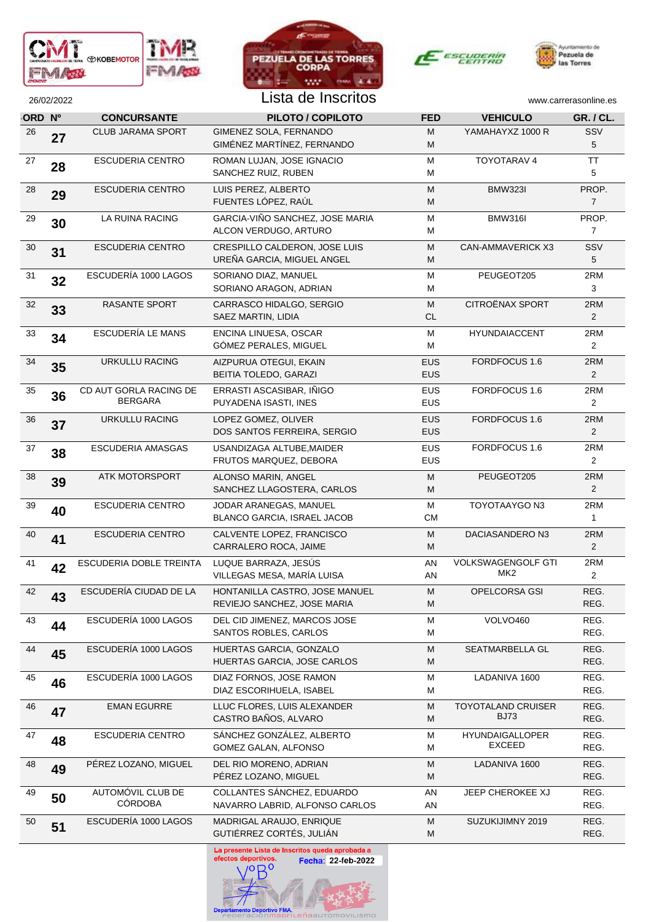26/02/2022

# Lista de Inscritos

www.carrerasonline.es

| ORD | Nº | CONCURSANTE | PILOTO / COPILOTO | FED | VEHICULO | GR. / CL. |
|---|---|---|---|---|---|---|
| 26 | 27 | CLUB JARAMA SPORT | GIMENEZ SOLA, FERNANDO<br>GIMÉNEZ MARTÍNEZ, FERNANDO | M<br>M | YAMAHAYXZ 1000 R | SSV<br>5 |
| 27 | 28 | ESCUDERIA CENTRO | ROMAN LUJAN, JOSE IGNACIO<br>SANCHEZ RUIZ, RUBEN | M<br>M | TOYOTARAV 4 | TT<br>5 |
| 28 | 29 | ESCUDERIA CENTRO | LUIS PEREZ, ALBERTO<br>FUENTES LÓPEZ, RAÚL | M<br>M | BMW323I | PROP.<br>7 |
| 29 | 30 | LA RUINA RACING | GARCIA-VIÑO SANCHEZ, JOSE MARIA<br>ALCON VERDUGO, ARTURO | M<br>M | BMW316I | PROP.<br>7 |
| 30 | 31 | ESCUDERIA CENTRO | CRESPILLO CALDERON, JOSE LUIS<br>UREÑA GARCIA, MIGUEL ANGEL | M<br>M | CAN-AMMAVERICK X3 | SSV<br>5 |
| 31 | 32 | ESCUDERÍA 1000 LAGOS | SORIANO DIAZ, MANUEL<br>SORIANO ARAGON, ADRIAN | M<br>M | PEUGEOT205 | 2RM<br>3 |
| 32 | 33 | RASANTE SPORT | CARRASCO HIDALGO, SERGIO<br>SAEZ MARTIN, LIDIA | M<br>CL | CITROËNAX SPORT | 2RM<br>2 |
| 33 | 34 | ESCUDERÍA LE MANS | ENCINA LINUESA, OSCAR<br>GÓMEZ PERALES, MIGUEL | M<br>M | HYUNDAIACCENT | 2RM<br>2 |
| 34 | 35 | URKULLU RACING | AIZPURUA OTEGUI, EKAIN<br>BEITIA TOLEDO, GARAZI | EUS<br>EUS | FORDFOCUS 1.6 | 2RM<br>2 |
| 35 | 36 | CD AUT GORLA RACING DE BERGARA | ERRASTI ASCASIBAR, IÑIGO<br>PUYADENA ISASTI, INES | EUS<br>EUS | FORDFOCUS 1.6 | 2RM<br>2 |
| 36 | 37 | URKULLU RACING | LOPEZ GOMEZ, OLIVER<br>DOS SANTOS FERREIRA, SERGIO | EUS<br>EUS | FORDFOCUS 1.6 | 2RM<br>2 |
| 37 | 38 | ESCUDERIA AMASGAS | USANDIZAGA ALTUBE,MAIDER<br>FRUTOS MARQUEZ, DEBORA | EUS<br>EUS | FORDFOCUS 1.6 | 2RM<br>2 |
| 38 | 39 | ATK MOTORSPORT | ALONSO MARIN, ANGEL<br>SANCHEZ LLAGOSTERA, CARLOS | M<br>M | PEUGEOT205 | 2RM<br>2 |
| 39 | 40 | ESCUDERIA CENTRO | JODAR ARANEGAS, MANUEL<br>BLANCO GARCIA, ISRAEL JACOB | M<br>CM | TOYOTAAYGO N3 | 2RM<br>1 |
| 40 | 41 | ESCUDERIA CENTRO | CALVENTE LOPEZ, FRANCISCO<br>CARRALERO ROCA, JAIME | M<br>M | DACIASANDERO N3 | 2RM<br>2 |
| 41 | 42 | ESCUDERIA DOBLE TREINTA | LUQUE BARRAZA, JESÚS<br>VILLEGAS MESA, MARÍA LUISA | AN<br>AN | VOLKSWAGENGOLF GTI MK2 | 2RM<br>2 |
| 42 | 43 | ESCUDERÍA CIUDAD DE LA | HONTANILLA CASTRO, JOSE MANUEL<br>REVIEJO SANCHEZ, JOSE MARIA | M<br>M | OPELCORSA GSI | REG.<br>REG. |
| 43 | 44 | ESCUDERÍA 1000 LAGOS | DEL CID JIMENEZ, MARCOS JOSE<br>SANTOS ROBLES, CARLOS | M<br>M | VOLVO460 | REG.<br>REG. |
| 44 | 45 | ESCUDERÍA 1000 LAGOS | HUERTAS GARCIA, GONZALO<br>HUERTAS GARCIA, JOSE CARLOS | M<br>M | SEATMARBELLA GL | REG.<br>REG. |
| 45 | 46 | ESCUDERÍA 1000 LAGOS | DIAZ FORNOS, JOSE RAMON<br>DIAZ ESCORIHUELA, ISABEL | M<br>M | LADANIVA 1600 | REG.<br>REG. |
| 46 | 47 | EMAN EGURRE | LLUC FLORES, LUIS ALEXANDER<br>CASTRO BAÑOS, ALVARO | M<br>M | TOYOTALAND CRUISER BJ73 | REG.<br>REG. |
| 47 | 48 | ESCUDERIA CENTRO | SÁNCHEZ GONZÁLEZ, ALBERTO<br>GOMEZ GALAN, ALFONSO | M<br>M | HYUNDAIGALLOPER EXCEED | REG.<br>REG. |
| 48 | 49 | PÉREZ LOZANO, MIGUEL | DEL RIO MORENO, ADRIAN<br>PÉREZ LOZANO, MIGUEL | M<br>M | LADANIVA 1600 | REG.<br>REG. |
| 49 | 50 | AUTOMÓVIL CLUB DE CÓRDOBA | COLLANTES SÁNCHEZ, EDUARDO<br>NAVARRO LABRID, ALFONSO CARLOS | AN<br>AN | JEEP CHEROKEE XJ | REG.<br>REG. |
| 50 | 51 | ESCUDERÍA 1000 LAGOS | MADRIGAL ARAUJO, ENRIQUE<br>GUTIÉRREZ CORTÉS, JULIÁN | M<br>M | SUZUKIJIMNY 2019 | REG.<br>REG. |

La presente Lista de Inscritos queda aprobada a efectos deportivos.

Fecha: 22-feb-2022

VºBº

Departamento Deportivo FMA.